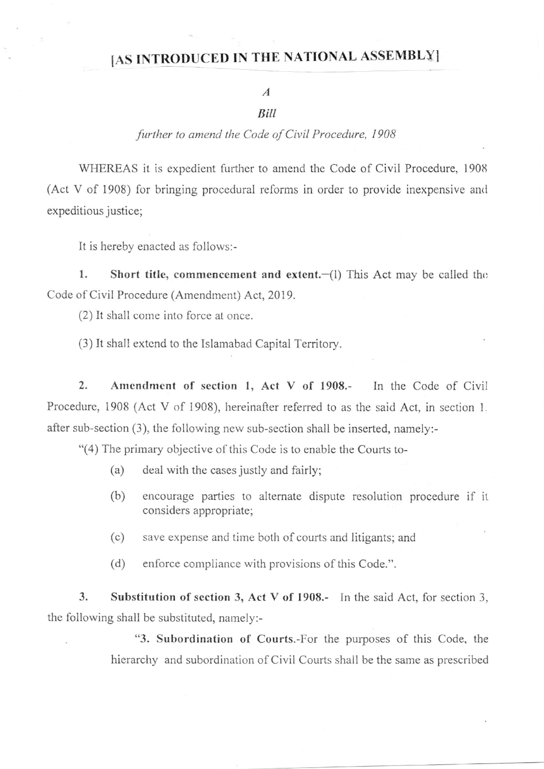# [AS INTRODUCED IN THE NATIONAL ASSEMBLY]

*A*

*Bill*

*further to amend the Code of Civil Procedure, 1908*

WHEREAS it is expedient further to amend the Code of Civil Procedure, 1908 (Act V of 1908) for bringing procedural reforms in order to provide inexpensive and expeditious justice;

It is hereby enacted as follows:-

1. **Short title, commencement and extent.**—(1) This Act may be called the Code of Civil Procedure (Amendment) Act, 2019.

(2) It shall come into force at once.

(3) It shall extend to the Islamabad Capital Territory.

2. **Amendment of section 1, Act V of 1908.-** In the Code of Civil Procedure, 1908 (Act V of 1908), hereinafter referred to as the said Act, in section 1, after sub-section (3), the following new sub-section shall be inserted, namely:-

"(4) The primary objective of this Code is to enable the Courts to-

(a) deal with the cases justly and fairly;

(b) encourage parties to alternate dispute resolution procedure if it considers appropriate;

(c) save expense and time both of courts and litigants; and

(d) enforce compliance with provisions of this Code.".

3. **Substitution of section 3, Act V of 1908.-** In the said Act, for section 3, the following shall be substituted, namely:-

"3. **Subordination of Courts.**-For the purposes of this Code, the hierarchy and subordination of Civil Courts shall be the same as prescribed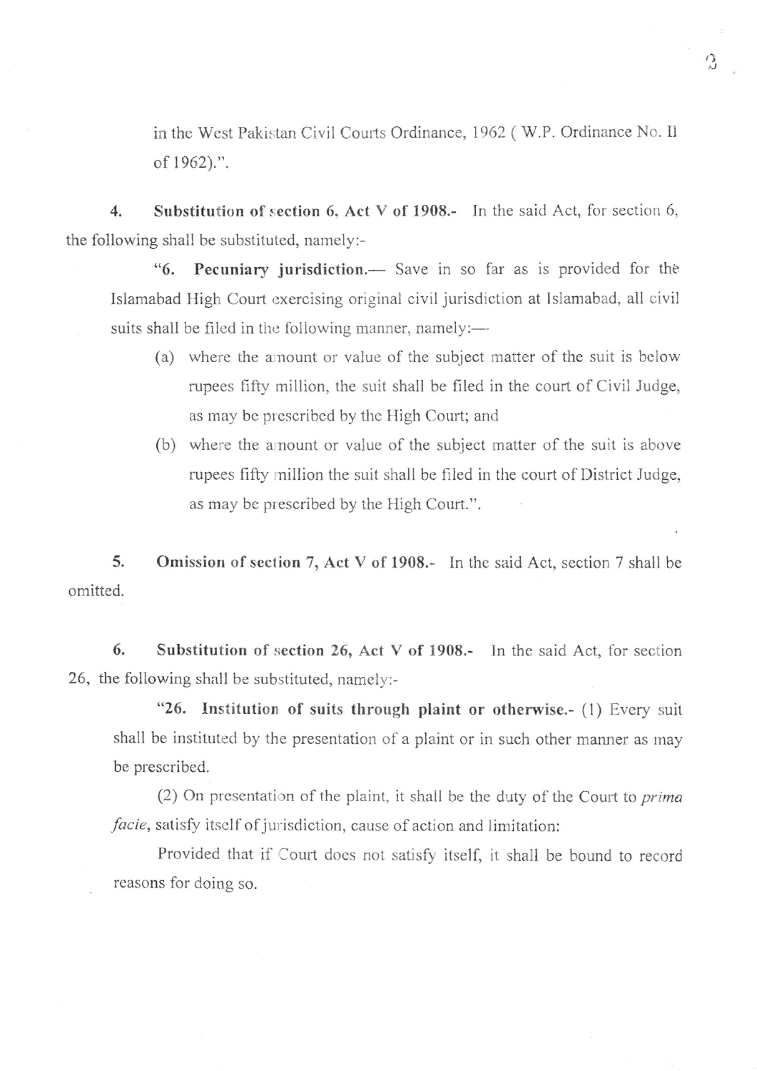in the West Pakistan Civil Courts Ordinance, 1962 ( W.P. Ordinance No. II of 1962).".

**4. Substitution of section 6, Act V of 1908.-** In the said Act, for section 6, the following shall be substituted, namely:-

"**6. Pecuniary jurisdiction.—** Save in so far as is provided for the Islamabad High Court exercising original civil jurisdiction at Islamabad, all civil suits shall be filed in the following manner, namely:—

(a) where the amount or value of the subject matter of the suit is below rupees fifty million, the suit shall be filed in the court of Civil Judge, as may be prescribed by the High Court; and

(b) where the amount or value of the subject matter of the suit is above rupees fifty million the suit shall be filed in the court of District Judge, as may be prescribed by the High Court.".

**5. Omission of section 7, Act V of 1908.-** In the said Act, section 7 shall be omitted.

**6. Substitution of section 26, Act V of 1908.-** In the said Act, for section 26, the following shall be substituted, namely:-

"**26. Institution of suits through plaint or otherwise.-** (1) Every suit shall be instituted by the presentation of a plaint or in such other manner as may be prescribed.

(2) On presentation of the plaint, it shall be the duty of the Court to *prima facie*, satisfy itself of jurisdiction, cause of action and limitation:

Provided that if Court does not satisfy itself, it shall be bound to record reasons for doing so.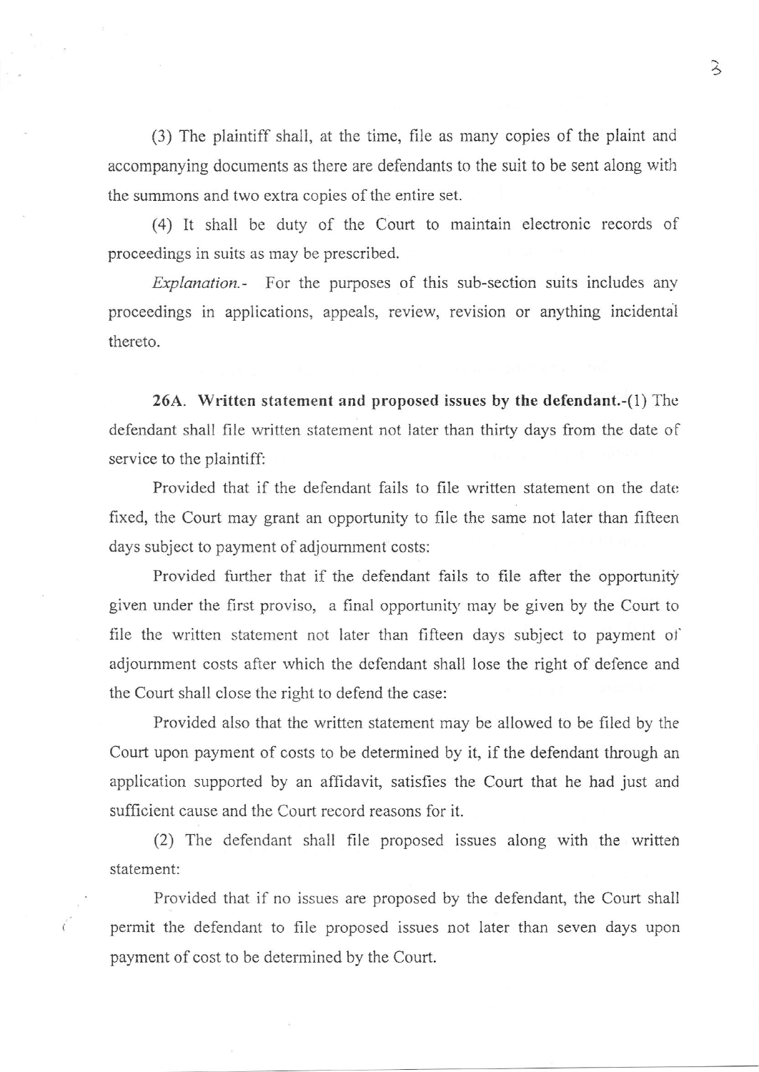(3) The plaintiff shall, at the time, file as many copies of the plaint and accompanying documents as there are defendants to the suit to be sent along with the summons and two extra copies of the entire set.

(4) It shall be duty of the Court to maintain electronic records of proceedings in suits as may be prescribed.

*Explanation.-* For the purposes of this sub-section suits includes any proceedings in applications, appeals, review, revision or anything incidental thereto.

**26A. Written statement and proposed issues by the defendant.-**(1) The defendant shall file written statement not later than thirty days from the date of service to the plaintiff:

Provided that if the defendant fails to file written statement on the date fixed, the Court may grant an opportunity to file the same not later than fifteen days subject to payment of adjournment costs:

Provided further that if the defendant fails to file after the opportunity given under the first proviso, a final opportunity may be given by the Court to file the written statement not later than fifteen days subject to payment of adjournment costs after which the defendant shall lose the right of defence and the Court shall close the right to defend the case:

Provided also that the written statement may be allowed to be filed by the Court upon payment of costs to be determined by it, if the defendant through an application supported by an affidavit, satisfies the Court that he had just and sufficient cause and the Court record reasons for it.

(2) The defendant shall file proposed issues along with the written statement:

Provided that if no issues are proposed by the defendant, the Court shall permit the defendant to file proposed issues not later than seven days upon payment of cost to be determined by the Court.